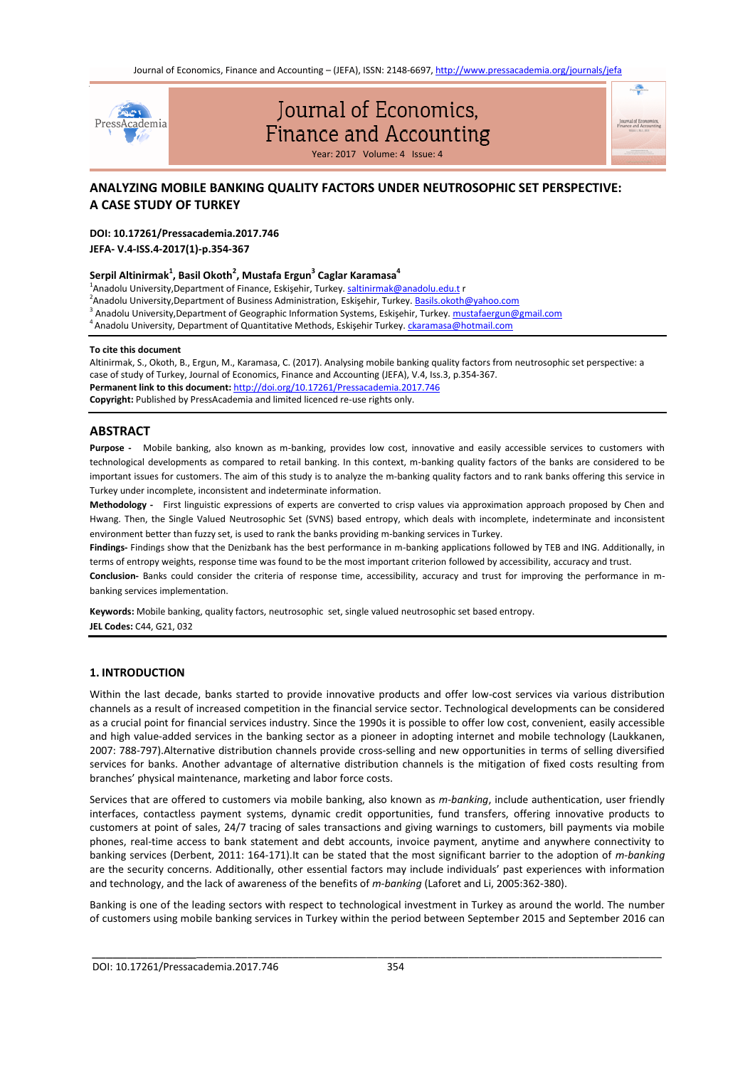# ANALYZING MOBILE BANKING QUALITY FACTORS UNDER NEUTROSOPHIC SET PERSPECTIVE: A CASE STUDY OF TURKEY

**DOI: 10.17261/Pressacademia.2017.746**
**JEFA- V.4-ISS.4-2017(1)-p.354-367**

**Serpil Altinirmak[1], Basil Okoth[2], Mustafa Ergun[3] Caglar Karamasa[4]**

[1]Anadolu University,Department of Finance, Eskişehir, Turkey. saltinirmak@anadolu.edu.t r

[2]Anadolu University,Department of Business Administration, Eskişehir, Turkey. Basils.okoth@yahoo.com

[3] Anadolu University,Department of Geographic Information Systems, Eskişehir, Turkey. mustafaergun@gmail.com

[4] Anadolu University, Department of Quantitative Methods, Eskişehir Turkey. ckaramasa@hotmail.com

**To cite this document**

Altinirmak, S., Okoth, B., Ergun, M., Karamasa, C. (2017). Analysing mobile banking quality factors from neutrosophic set perspective: a case of study of Turkey, Journal of Economics, Finance and Accounting (JEFA), V.4, Iss.3, p.354-367.

**Permanent link to this document:** http://doi.org/10.17261/Pressacademia.2017.746

**Copyright:** Published by PressAcademia and limited licenced re-use rights only.

## ABSTRACT

**Purpose -** Mobile banking, also known as m-banking, provides low cost, innovative and easily accessible services to customers with technological developments as compared to retail banking. In this context, m-banking quality factors of the banks are considered to be important issues for customers. The aim of this study is to analyze the m-banking quality factors and to rank banks offering this service in Turkey under incomplete, inconsistent and indeterminate information.

**Methodology -** First linguistic expressions of experts are converted to crisp values via approximation approach proposed by Chen and Hwang. Then, the Single Valued Neutrosophic Set (SVNS) based entropy, which deals with incomplete, indeterminate and inconsistent environment better than fuzzy set, is used to rank the banks providing m-banking services in Turkey.

**Findings-** Findings show that the Denizbank has the best performance in m-banking applications followed by TEB and ING. Additionally, in terms of entropy weights, response time was found to be the most important criterion followed by accessibility, accuracy and trust.

**Conclusion-** Banks could consider the criteria of response time, accessibility, accuracy and trust for improving the performance in m-banking services implementation.

**Keywords:** Mobile banking, quality factors, neutrosophic set, single valued neutrosophic set based entropy.

**JEL Codes:** C44, G21, 032

## 1. INTRODUCTION

Within the last decade, banks started to provide innovative products and offer low-cost services via various distribution channels as a result of increased competition in the financial service sector. Technological developments can be considered as a crucial point for financial services industry. Since the 1990s it is possible to offer low cost, convenient, easily accessible and high value-added services in the banking sector as a pioneer in adopting internet and mobile technology (Laukkanen, 2007: 788-797).Alternative distribution channels provide cross-selling and new opportunities in terms of selling diversified services for banks. Another advantage of alternative distribution channels is the mitigation of fixed costs resulting from branches' physical maintenance, marketing and labor force costs.

Services that are offered to customers via mobile banking, also known as *m-banking*, include authentication, user friendly interfaces, contactless payment systems, dynamic credit opportunities, fund transfers, offering innovative products to customers at point of sales, 24/7 tracing of sales transactions and giving warnings to customers, bill payments via mobile phones, real-time access to bank statement and debt accounts, invoice payment, anytime and anywhere connectivity to banking services (Derbent, 2011: 164-171).It can be stated that the most significant barrier to the adoption of *m-banking* are the security concerns. Additionally, other essential factors may include individuals' past experiences with information and technology, and the lack of awareness of the benefits of *m-banking* (Laforet and Li, 2005:362-380).

Banking is one of the leading sectors with respect to technological investment in Turkey as around the world. The number of customers using mobile banking services in Turkey within the period between September 2015 and September 2016 can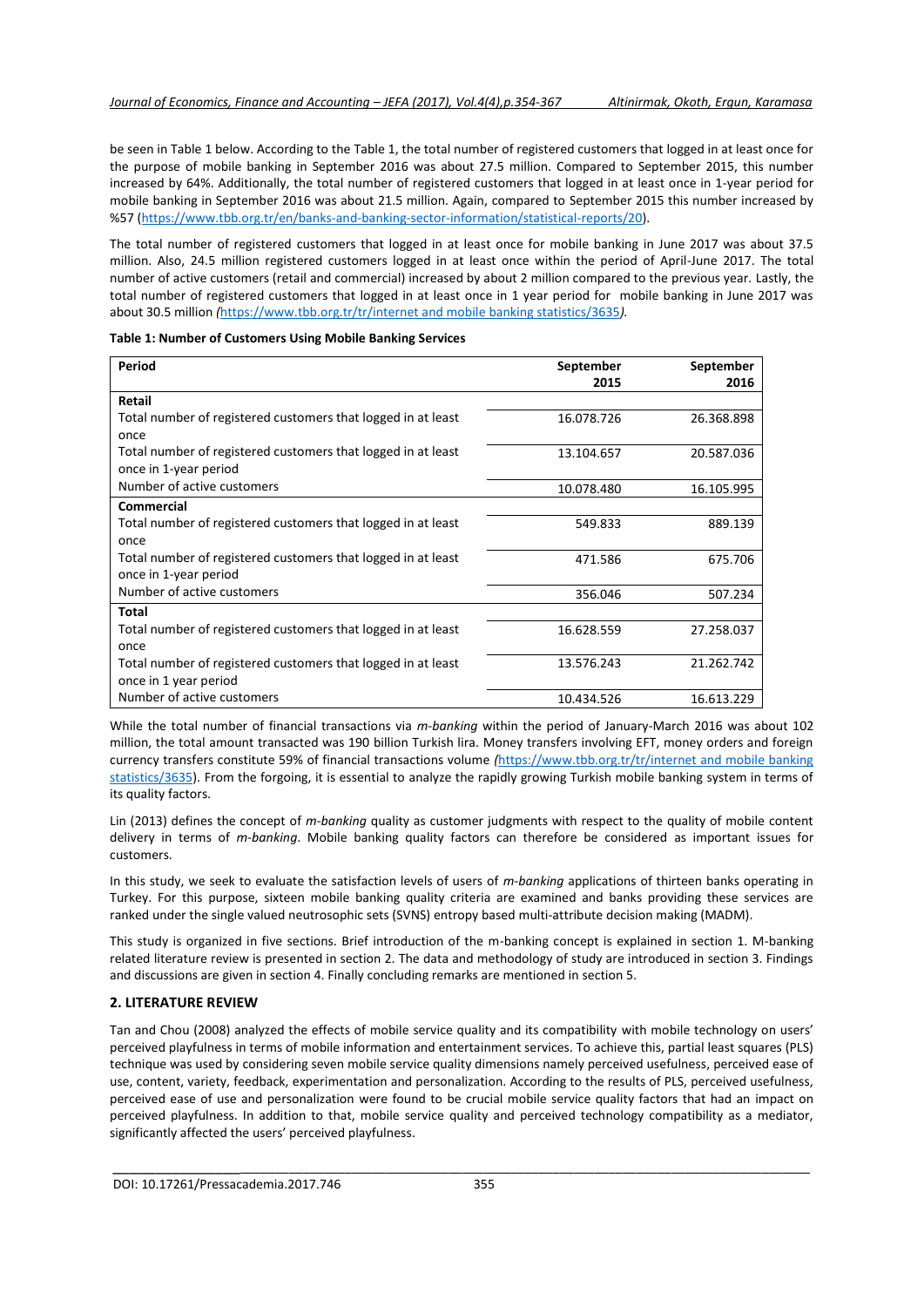be seen in Table 1 below. According to the Table 1, the total number of registered customers that logged in at least once for the purpose of mobile banking in September 2016 was about 27.5 million. Compared to September 2015, this number increased by 64%. Additionally, the total number of registered customers that logged in at least once in 1-year period for mobile banking in September 2016 was about 21.5 million. Again, compared to September 2015 this number increased by %57 (https://www.tbb.org.tr/en/banks-and-banking-sector-information/statistical-reports/20).

The total number of registered customers that logged in at least once for mobile banking in June 2017 was about 37.5 million. Also, 24.5 million registered customers logged in at least once within the period of April-June 2017. The total number of active customers (retail and commercial) increased by about 2 million compared to the previous year. Lastly, the total number of registered customers that logged in at least once in 1 year period for mobile banking in June 2017 was about 30.5 million *(*https://www.tbb.org.tr/tr/internet and mobile banking statistics/3635*).*

**Table 1: Number of Customers Using Mobile Banking Services**

| Period | September 2015 | September 2016 |
|---|---|---|
| **Retail** | | |
| Total number of registered customers that logged in at least once | 16.078.726 | 26.368.898 |
| Total number of registered customers that logged in at least once in 1-year period | 13.104.657 | 20.587.036 |
| Number of active customers | 10.078.480 | 16.105.995 |
| **Commercial** | | |
| Total number of registered customers that logged in at least once | 549.833 | 889.139 |
| Total number of registered customers that logged in at least once in 1-year period | 471.586 | 675.706 |
| Number of active customers | 356.046 | 507.234 |
| **Total** | | |
| Total number of registered customers that logged in at least once | 16.628.559 | 27.258.037 |
| Total number of registered customers that logged in at least once in 1 year period | 13.576.243 | 21.262.742 |
| Number of active customers | 10.434.526 | 16.613.229 |

While the total number of financial transactions via *m-banking* within the period of January-March 2016 was about 102 million, the total amount transacted was 190 billion Turkish lira. Money transfers involving EFT, money orders and foreign currency transfers constitute 59% of financial transactions volume *(*https://www.tbb.org.tr/tr/internet and mobile banking statistics/3635). From the forgoing, it is essential to analyze the rapidly growing Turkish mobile banking system in terms of its quality factors.

Lin (2013) defines the concept of *m-banking* quality as customer judgments with respect to the quality of mobile content delivery in terms of *m-banking*. Mobile banking quality factors can therefore be considered as important issues for customers.

In this study, we seek to evaluate the satisfaction levels of users of *m-banking* applications of thirteen banks operating in Turkey. For this purpose, sixteen mobile banking quality criteria are examined and banks providing these services are ranked under the single valued neutrosophic sets (SVNS) entropy based multi-attribute decision making (MADM).

This study is organized in five sections. Brief introduction of the m-banking concept is explained in section 1. M-banking related literature review is presented in section 2. The data and methodology of study are introduced in section 3. Findings and discussions are given in section 4. Finally concluding remarks are mentioned in section 5.

## 2. LITERATURE REVIEW

Tan and Chou (2008) analyzed the effects of mobile service quality and its compatibility with mobile technology on users' perceived playfulness in terms of mobile information and entertainment services. To achieve this, partial least squares (PLS) technique was used by considering seven mobile service quality dimensions namely perceived usefulness, perceived ease of use, content, variety, feedback, experimentation and personalization. According to the results of PLS, perceived usefulness, perceived ease of use and personalization were found to be crucial mobile service quality factors that had an impact on perceived playfulness. In addition to that, mobile service quality and perceived technology compatibility as a mediator, significantly affected the users' perceived playfulness.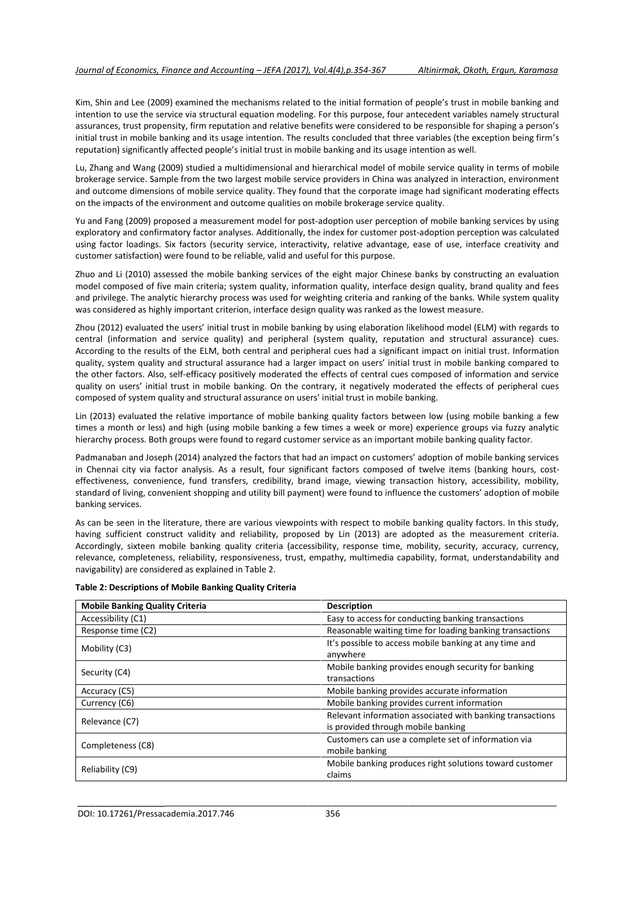Kim, Shin and Lee (2009) examined the mechanisms related to the initial formation of people's trust in mobile banking and intention to use the service via structural equation modeling. For this purpose, four antecedent variables namely structural assurances, trust propensity, firm reputation and relative benefits were considered to be responsible for shaping a person's initial trust in mobile banking and its usage intention. The results concluded that three variables (the exception being firm's reputation) significantly affected people's initial trust in mobile banking and its usage intention as well.

Lu, Zhang and Wang (2009) studied a multidimensional and hierarchical model of mobile service quality in terms of mobile brokerage service. Sample from the two largest mobile service providers in China was analyzed in interaction, environment and outcome dimensions of mobile service quality. They found that the corporate image had significant moderating effects on the impacts of the environment and outcome qualities on mobile brokerage service quality.

Yu and Fang (2009) proposed a measurement model for post-adoption user perception of mobile banking services by using exploratory and confirmatory factor analyses. Additionally, the index for customer post-adoption perception was calculated using factor loadings. Six factors (security service, interactivity, relative advantage, ease of use, interface creativity and customer satisfaction) were found to be reliable, valid and useful for this purpose.

Zhuo and Li (2010) assessed the mobile banking services of the eight major Chinese banks by constructing an evaluation model composed of five main criteria; system quality, information quality, interface design quality, brand quality and fees and privilege. The analytic hierarchy process was used for weighting criteria and ranking of the banks. While system quality was considered as highly important criterion, interface design quality was ranked as the lowest measure.

Zhou (2012) evaluated the users' initial trust in mobile banking by using elaboration likelihood model (ELM) with regards to central (information and service quality) and peripheral (system quality, reputation and structural assurance) cues. According to the results of the ELM, both central and peripheral cues had a significant impact on initial trust. Information quality, system quality and structural assurance had a larger impact on users' initial trust in mobile banking compared to the other factors. Also, self-efficacy positively moderated the effects of central cues composed of information and service quality on users' initial trust in mobile banking. On the contrary, it negatively moderated the effects of peripheral cues composed of system quality and structural assurance on users' initial trust in mobile banking.

Lin (2013) evaluated the relative importance of mobile banking quality factors between low (using mobile banking a few times a month or less) and high (using mobile banking a few times a week or more) experience groups via fuzzy analytic hierarchy process. Both groups were found to regard customer service as an important mobile banking quality factor.

Padmanaban and Joseph (2014) analyzed the factors that had an impact on customers' adoption of mobile banking services in Chennai city via factor analysis. As a result, four significant factors composed of twelve items (banking hours, cost-effectiveness, convenience, fund transfers, credibility, brand image, viewing transaction history, accessibility, mobility, standard of living, convenient shopping and utility bill payment) were found to influence the customers' adoption of mobile banking services.

As can be seen in the literature, there are various viewpoints with respect to mobile banking quality factors. In this study, having sufficient construct validity and reliability, proposed by Lin (2013) are adopted as the measurement criteria. Accordingly, sixteen mobile banking quality criteria (accessibility, response time, mobility, security, accuracy, currency, relevance, completeness, reliability, responsiveness, trust, empathy, multimedia capability, format, understandability and navigability) are considered as explained in Table 2.

**Table 2: Descriptions of Mobile Banking Quality Criteria**

| Mobile Banking Quality Criteria | Description |
|---|---|
| Accessibility (C1) | Easy to access for conducting banking transactions |
| Response time (C2) | Reasonable waiting time for loading banking transactions |
| Mobility (C3) | It's possible to access mobile banking at any time and anywhere |
| Security (C4) | Mobile banking provides enough security for banking transactions |
| Accuracy (C5) | Mobile banking provides accurate information |
| Currency (C6) | Mobile banking provides current information |
| Relevance (C7) | Relevant information associated with banking transactions is provided through mobile banking |
| Completeness (C8) | Customers can use a complete set of information via mobile banking |
| Reliability (C9) | Mobile banking produces right solutions toward customer claims |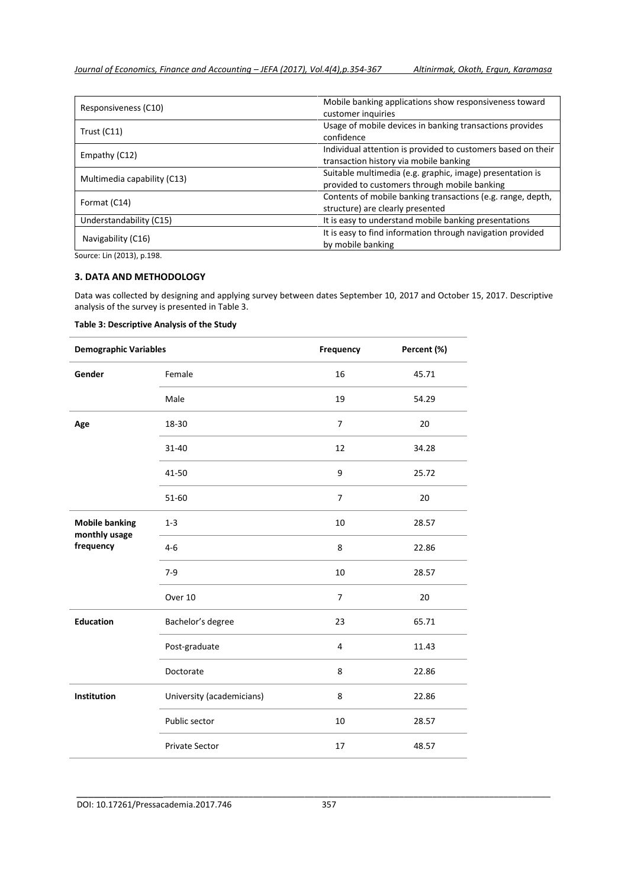| Responsiveness (C10) | Mobile banking applications show responsiveness toward customer inquiries |
| --- | --- |
| Trust (C11) | Usage of mobile devices in banking transactions provides confidence |
| Empathy (C12) | Individual attention is provided to customers based on their transaction history via mobile banking |
| Multimedia capability (C13) | Suitable multimedia (e.g. graphic, image) presentation is provided to customers through mobile banking |
| Format (C14) | Contents of mobile banking transactions (e.g. range, depth, structure) are clearly presented |
| Understandability (C15) | It is easy to understand mobile banking presentations |
| Navigability (C16) | It is easy to find information through navigation provided by mobile banking |

Source: Lin (2013), p.198.

## 3. DATA AND METHODOLOGY

Data was collected by designing and applying survey between dates September 10, 2017 and October 15, 2017. Descriptive analysis of the survey is presented in Table 3.

**Table 3: Descriptive Analysis of the Study**

| Demographic Variables | | Frequency | Percent (%) |
| --- | --- | --- | --- |
| **Gender** | Female | 16 | 45.71 |
| | Male | 19 | 54.29 |
| **Age** | 18-30 | 7 | 20 |
| | 31-40 | 12 | 34.28 |
| | 41-50 | 9 | 25.72 |
| | 51-60 | 7 | 20 |
| **Mobile banking monthly usage frequency** | 1-3 | 10 | 28.57 |
| | 4-6 | 8 | 22.86 |
| | 7-9 | 10 | 28.57 |
| | Over 10 | 7 | 20 |
| **Education** | Bachelor's degree | 23 | 65.71 |
| | Post-graduate | 4 | 11.43 |
| | Doctorate | 8 | 22.86 |
| **Institution** | University (academicians) | 8 | 22.86 |
| | Public sector | 10 | 28.57 |
| | Private Sector | 17 | 48.57 |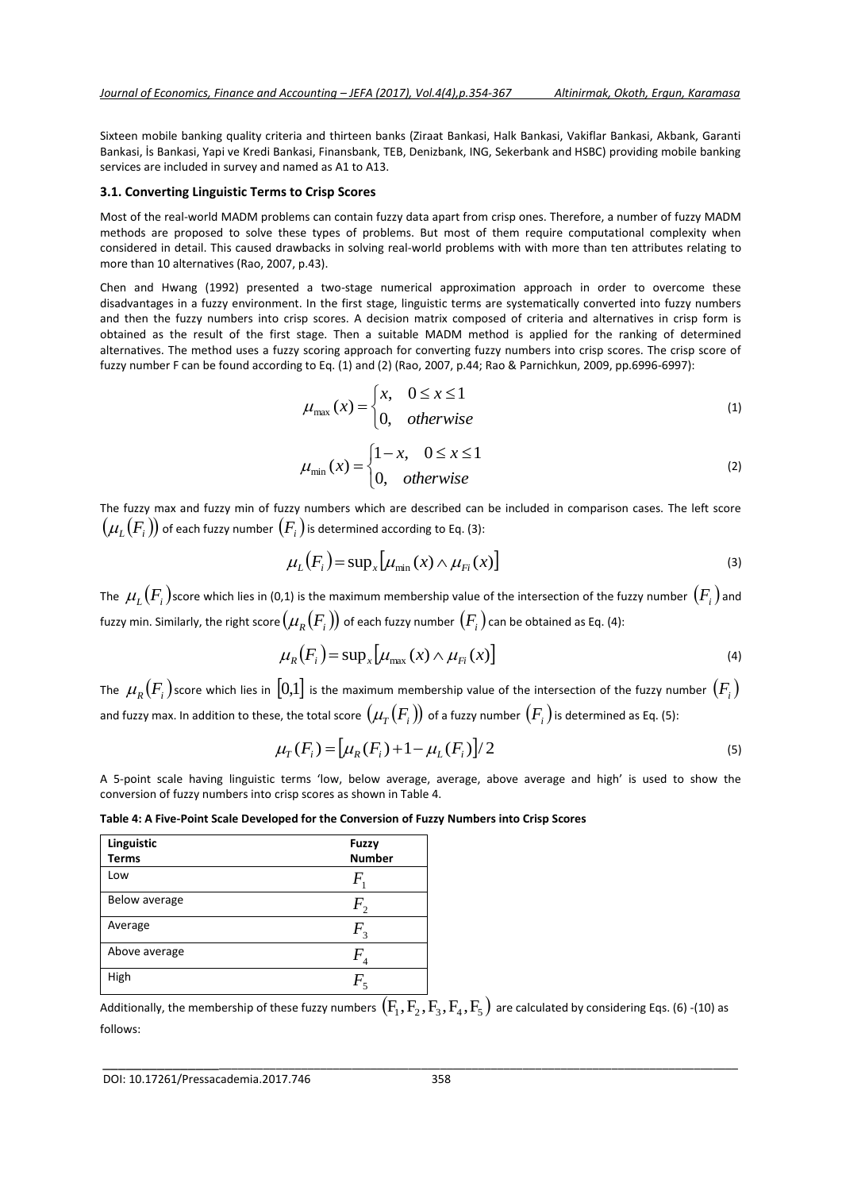Sixteen mobile banking quality criteria and thirteen banks (Ziraat Bankasi, Halk Bankasi, Vakiflar Bankasi, Akbank, Garanti Bankasi, İs Bankasi, Yapi ve Kredi Bankasi, Finansbank, TEB, Denizbank, ING, Sekerbank and HSBC) providing mobile banking services are included in survey and named as A1 to A13.

### 3.1. Converting Linguistic Terms to Crisp Scores

Most of the real-world MADM problems can contain fuzzy data apart from crisp ones. Therefore, a number of fuzzy MADM methods are proposed to solve these types of problems. But most of them require computational complexity when considered in detail. This caused drawbacks in solving real-world problems with with more than ten attributes relating to more than 10 alternatives (Rao, 2007, p.43).

Chen and Hwang (1992) presented a two-stage numerical approximation approach in order to overcome these disadvantages in a fuzzy environment. In the first stage, linguistic terms are systematically converted into fuzzy numbers and then the fuzzy numbers into crisp scores. A decision matrix composed of criteria and alternatives in crisp form is obtained as the result of the first stage. Then a suitable MADM method is applied for the ranking of determined alternatives. The method uses a fuzzy scoring approach for converting fuzzy numbers into crisp scores. The crisp score of fuzzy number F can be found according to Eq. (1) and (2) (Rao, 2007, p.44; Rao & Parnichkun, 2009, pp.6996-6997):

$$\mu_{\max}(x) = \begin{cases} x, & 0 \le x \le 1 \\ 0, & otherwise \end{cases} \tag{1}$$

$$\mu_{\min}(x) = \begin{cases} 1-x, & 0 \le x \le 1 \\ 0, & otherwise \end{cases} \tag{2}$$

The fuzzy max and fuzzy min of fuzzy numbers which are described can be included in comparison cases. The left score $\left(\mu_L(F_i)\right)$ of each fuzzy number $(F_i)$ is determined according to Eq. (3):

$$\mu_L(F_i) = \sup_x\left[\mu_{\min}(x) \wedge \mu_{Fi}(x)\right] \tag{3}$$

The $\mu_L(F_i)$ score which lies in (0,1) is the maximum membership value of the intersection of the fuzzy number $(F_i)$ and fuzzy min. Similarly, the right score $\left(\mu_R(F_i)\right)$ of each fuzzy number $(F_i)$ can be obtained as Eq. (4):

$$\mu_R(F_i) = \sup_x\left[\mu_{\max}(x) \wedge \mu_{Fi}(x)\right] \tag{4}$$

The $\mu_R(F_i)$ score which lies in $[0,1]$ is the maximum membership value of the intersection of the fuzzy number $(F_i)$ and fuzzy max. In addition to these, the total score $\left(\mu_T(F_i)\right)$ of a fuzzy number $(F_i)$ is determined as Eq. (5):

$$\mu_T(F_i) = \left[\mu_R(F_i) + 1 - \mu_L(F_i)\right]/2 \tag{5}$$

A 5-point scale having linguistic terms 'low, below average, average, above average and high' is used to show the conversion of fuzzy numbers into crisp scores as shown in Table 4.

**Table 4: A Five-Point Scale Developed for the Conversion of Fuzzy Numbers into Crisp Scores**

| Linguistic Terms | Fuzzy Number |
|---|---|
| Low | $F_1$ |
| Below average | $F_2$ |
| Average | $F_3$ |
| Above average | $F_4$ |
| High | $F_5$ |

Additionally, the membership of these fuzzy numbers $(F_1, F_2, F_3, F_4, F_5)$ are calculated by considering Eqs. (6) -(10) as follows: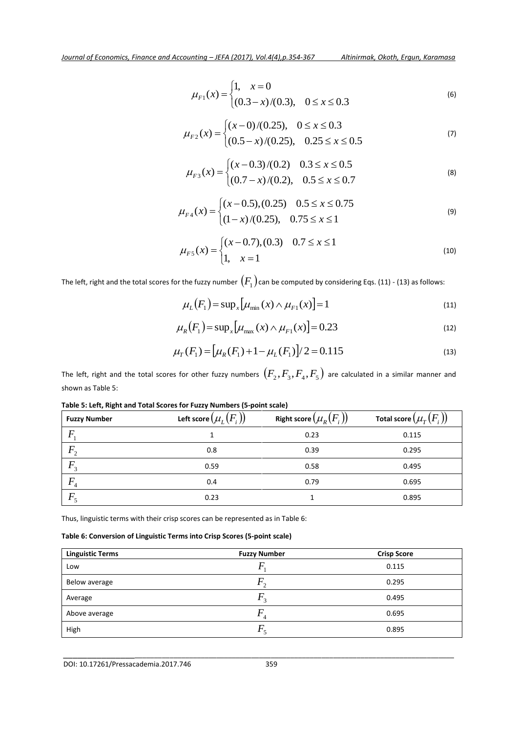$$\mu_{F1}(x) = \begin{cases} 1, & x = 0 \\ (0.3 - x)/(0.3), & 0 \le x \le 0.3 \end{cases} \tag{6}$$

$$\mu_{F2}(x) = \begin{cases} (x - 0)/(0.25), & 0 \le x \le 0.3 \\ (0.5 - x)/(0.25), & 0.25 \le x \le 0.5 \end{cases} \tag{7}$$

$$\mu_{F3}(x) = \begin{cases} (x - 0.3)/(0.2) & 0.3 \le x \le 0.5 \\ (0.7 - x)/(0.2), & 0.5 \le x \le 0.7 \end{cases} \tag{8}$$

$$\mu_{F4}(x) = \begin{cases} (x - 0.5),(0.25) & 0.5 \le x \le 0.75 \\ (1 - x)/(0.25), & 0.75 \le x \le 1 \end{cases} \tag{9}$$

$$\mu_{F5}(x) = \begin{cases} (x - 0.7),(0.3) & 0.7 \le x \le 1 \\ 1, & x = 1 \end{cases} \tag{10}$$

The left, right and the total scores for the fuzzy number $(F_1)$ can be computed by considering Eqs. (11) - (13) as follows:

$$\mu_L(F_1) = \sup_x[\mu_{\min}(x) \wedge \mu_{F1}(x)] = 1 \tag{11}$$

$$\mu_R(F_1) = \sup_x[\mu_{\max}(x) \wedge \mu_{F1}(x)] = 0.23 \tag{12}$$

$$\mu_T(F_1) = [\mu_R(F_1) + 1 - \mu_L(F_1)]/2 = 0.115 \tag{13}$$

The left, right and the total scores for other fuzzy numbers $(F_2, F_3, F_4, F_5)$ are calculated in a similar manner and shown as Table 5:

**Table 5: Left, Right and Total Scores for Fuzzy Numbers (5-point scale)**

| Fuzzy Number | Left score $(\mu_L(F_i))$ | Right score $(\mu_R(F_i))$ | Total score $(\mu_T(F_i))$ |
|---|---|---|---|
| $F_1$ | 1 | 0.23 | 0.115 |
| $F_2$ | 0.8 | 0.39 | 0.295 |
| $F_3$ | 0.59 | 0.58 | 0.495 |
| $F_4$ | 0.4 | 0.79 | 0.695 |
| $F_5$ | 0.23 | 1 | 0.895 |

Thus, linguistic terms with their crisp scores can be represented as in Table 6:

**Table 6: Conversion of Linguistic Terms into Crisp Scores (5-point scale)**

| Linguistic Terms | Fuzzy Number | Crisp Score |
|---|---|---|
| Low | $F_1$ | 0.115 |
| Below average | $F_2$ | 0.295 |
| Average | $F_3$ | 0.495 |
| Above average | $F_4$ | 0.695 |
| High | $F_5$ | 0.895 |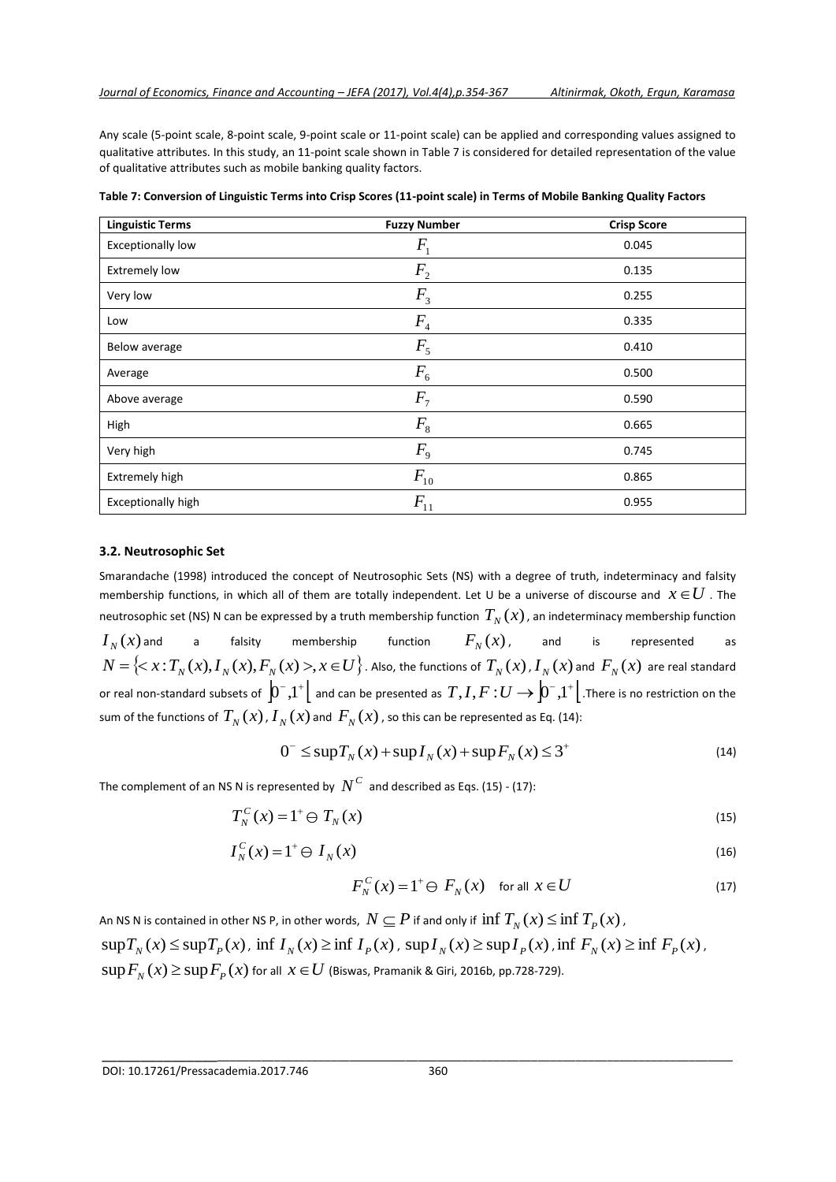Any scale (5-point scale, 8-point scale, 9-point scale or 11-point scale) can be applied and corresponding values assigned to qualitative attributes. In this study, an 11-point scale shown in Table 7 is considered for detailed representation of the value of qualitative attributes such as mobile banking quality factors.

**Table 7: Conversion of Linguistic Terms into Crisp Scores (11-point scale) in Terms of Mobile Banking Quality Factors**

| Linguistic Terms | Fuzzy Number | Crisp Score |
|---|---|---|
| Exceptionally low | $F_1$ | 0.045 |
| Extremely low | $F_2$ | 0.135 |
| Very low | $F_3$ | 0.255 |
| Low | $F_4$ | 0.335 |
| Below average | $F_5$ | 0.410 |
| Average | $F_6$ | 0.500 |
| Above average | $F_7$ | 0.590 |
| High | $F_8$ | 0.665 |
| Very high | $F_9$ | 0.745 |
| Extremely high | $F_{10}$ | 0.865 |
| Exceptionally high | $F_{11}$ | 0.955 |

### 3.2. Neutrosophic Set

Smarandache (1998) introduced the concept of Neutrosophic Sets (NS) with a degree of truth, indeterminacy and falsity membership functions, in which all of them are totally independent. Let U be a universe of discourse and $x \in U$. The neutrosophic set (NS) N can be expressed by a truth membership function $T_N(x)$, an indeterminacy membership function $I_N(x)$ and a falsity membership function $F_N(x)$, and is represented as $N = \{< x : T_N(x), I_N(x), F_N(x) >, x \in U\}$. Also, the functions of $T_N(x)$, $I_N(x)$ and $F_N(x)$ are real standard or real non-standard subsets of $]0^-, 1^+[$ and can be presented as $T, I, F : U \rightarrow ]0^-, 1^+[$. There is no restriction on the sum of the functions of $T_N(x)$, $I_N(x)$ and $F_N(x)$, so this can be represented as Eq. (14):

$$0^- \leq \sup T_N(x) + \sup I_N(x) + \sup F_N(x) \leq 3^+ \tag{14}$$

The complement of an NS N is represented by $N^C$ and described as Eqs. (15) - (17):

$$T_N^C(x) = 1^+ \ominus T_N(x) \tag{15}$$

$$I_N^C(x) = 1^+ \ominus I_N(x) \tag{16}$$

$$F_N^C(x) = 1^+ \ominus F_N(x) \quad \text{for all } x \in U \tag{17}$$

An NS N is contained in other NS P, in other words, $N \subseteq P$ if and only if $\inf T_N(x) \leq \inf T_P(x)$, $\sup T_N(x) \leq \sup T_P(x)$, $\inf I_N(x) \geq \inf I_P(x)$, $\sup I_N(x) \geq \sup I_P(x)$, $\inf F_N(x) \geq \inf F_P(x)$, $\sup F_N(x) \geq \sup F_P(x)$ for all $x \in U$ (Biswas, Pramanik & Giri, 2016b, pp.728-729).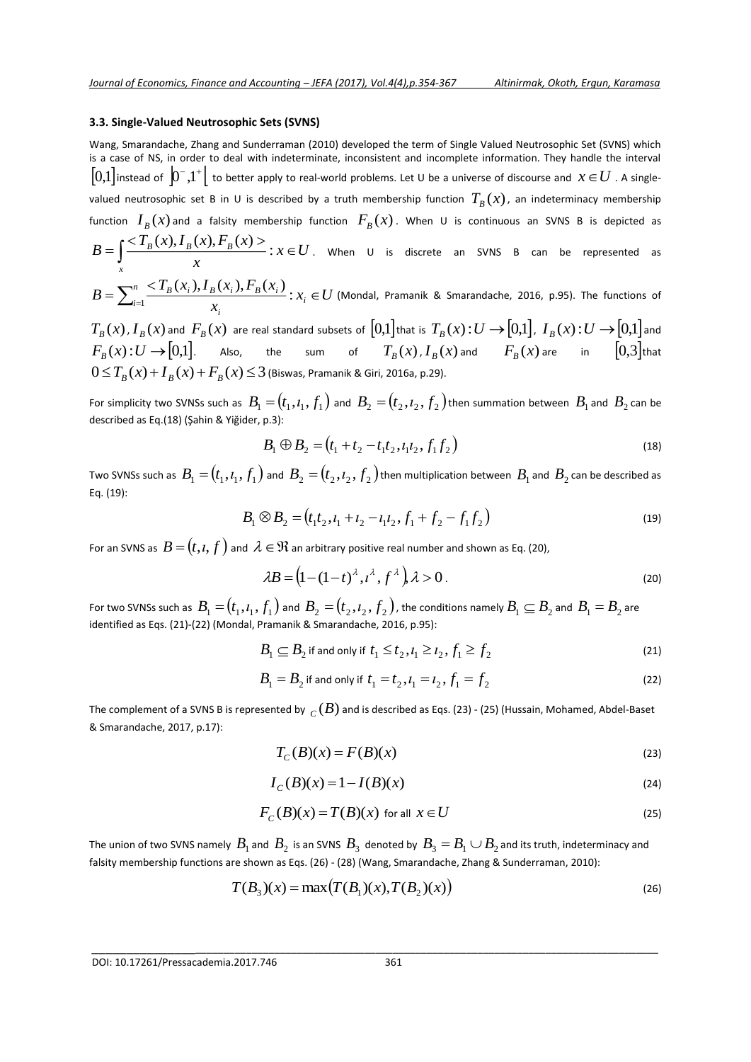### 3.3. Single-Valued Neutrosophic Sets (SVNS)

Wang, Smarandache, Zhang and Sunderraman (2010) developed the term of Single Valued Neutrosophic Set (SVNS) which is a case of NS, in order to deal with indeterminate, inconsistent and incomplete information. They handle the interval $[0,1]$ instead of $]0^-,1^+[$ to better apply to real-world problems. Let U be a universe of discourse and $x \in U$. A single-valued neutrosophic set B in U is described by a truth membership function $T_B(x)$, an indeterminacy membership function $I_B(x)$ and a falsity membership function $F_B(x)$. When U is continuous an SVNS B is depicted as $B = \int_x \frac{< T_B(x), I_B(x), F_B(x) >}{x} : x \in U$. When U is discrete an SVNS B can be represented as $B = \sum_{i=1}^{n} \frac{< T_B(x_i), I_B(x_i), F_B(x_i)}{x_i} : x_i \in U$ (Mondal, Pramanik & Smarandache, 2016, p.95). The functions of $T_B(x)$, $I_B(x)$ and $F_B(x)$ are real standard subsets of $[0,1]$ that is $T_B(x): U \to [0,1]$, $I_B(x): U \to [0,1]$ and $F_B(x): U \to [0,1]$. Also, the sum of $T_B(x)$, $I_B(x)$ and $F_B(x)$ are in $[0,3]$ that $0 \le T_B(x) + I_B(x) + F_B(x) \le 3$ (Biswas, Pramanik & Giri, 2016a, p.29).

For simplicity two SVNSs such as $B_1 = (t_1, \iota_1, f_1)$ and $B_2 = (t_2, \iota_2, f_2)$ then summation between $B_1$ and $B_2$ can be described as Eq.(18) (Şahin & Yiğider, p.3):

$$B_1 \oplus B_2 = (t_1 + t_2 - t_1 t_2, \iota_1 \iota_2, f_1 f_2) \tag{18}$$

Two SVNSs such as $B_1 = (t_1, \iota_1, f_1)$ and $B_2 = (t_2, \iota_2, f_2)$ then multiplication between $B_1$ and $B_2$ can be described as Eq. (19):

$$B_1 \otimes B_2 = (t_1 t_2, \iota_1 + \iota_2 - \iota_1 \iota_2, f_1 + f_2 - f_1 f_2) \tag{19}$$

For an SVNS as $B = (t, \iota, f)$ and $\lambda \in \Re$ an arbitrary positive real number and shown as Eq. (20),

$$\lambda B = \left(1 - (1 - t)^{\lambda}, \iota^{\lambda}, f^{\lambda}\right), \lambda > 0. \tag{20}$$

For two SVNSs such as $B_1 = (t_1, \iota_1, f_1)$ and $B_2 = (t_2, \iota_2, f_2)$, the conditions namely $B_1 \subseteq B_2$ and $B_1 = B_2$ are identified as Eqs. (21)-(22) (Mondal, Pramanik & Smarandache, 2016, p.95):

$$B_1 \subseteq B_2 \text{ if and only if } t_1 \le t_2, \iota_1 \ge \iota_2, f_1 \ge f_2 \tag{21}$$

$$B_1 = B_2 \text{ if and only if } t_1 = t_2, \iota_1 = \iota_2, f_1 = f_2 \tag{22}$$

The complement of a SVNS B is represented by ${}_C(B)$ and is described as Eqs. (23) - (25) (Hussain, Mohamed, Abdel-Baset & Smarandache, 2017, p.17):

$$T_C(B)(x) = F(B)(x) \tag{23}$$

$$I_C(B)(x) = 1 - I(B)(x) \tag{24}$$

$$F_C(B)(x) = T(B)(x) \text{ for all } x \in U \tag{25}$$

The union of two SVNS namely $B_1$ and $B_2$ is an SVNS $B_3$ denoted by $B_3 = B_1 \cup B_2$ and its truth, indeterminacy and falsity membership functions are shown as Eqs. (26) - (28) (Wang, Smarandache, Zhang & Sunderraman, 2010):

$$T(B_3)(x) = \max\left(T(B_1)(x), T(B_2)(x)\right) \tag{26}$$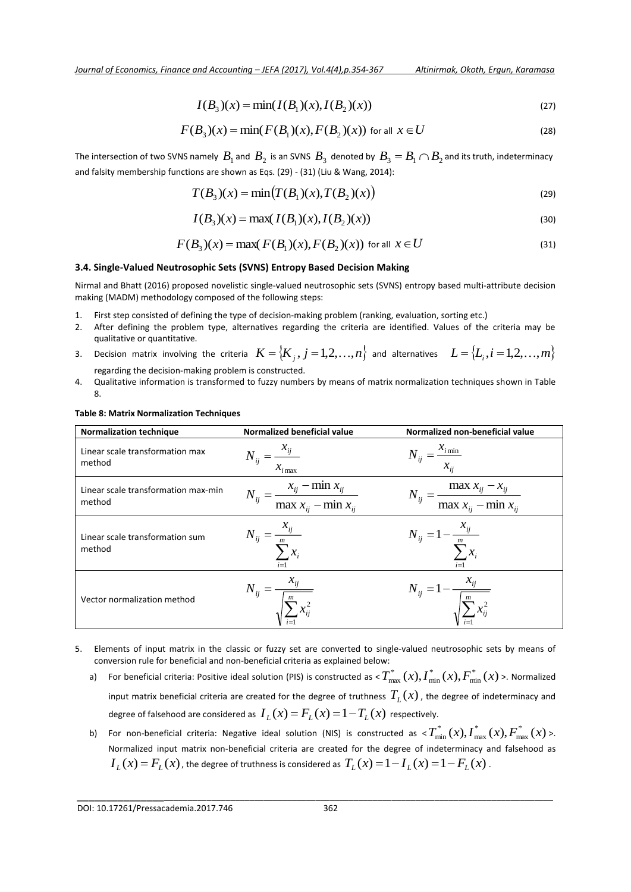$$I(B_3)(x) = \min(I(B_1)(x), I(B_2)(x)) \tag{27}$$

$$F(B_3)(x) = \min(F(B_1)(x), F(B_2)(x)) \text{ for all } x \in U \tag{28}$$

The intersection of two SVNS namely $B_1$ and $B_2$ is an SVNS $B_3$ denoted by $B_3 = B_1 \cap B_2$ and its truth, indeterminacy and falsity membership functions are shown as Eqs. (29) - (31) (Liu & Wang, 2014):

$$T(B_3)(x) = \min\left(T(B_1)(x), T(B_2)(x)\right) \tag{29}$$

$$I(B_3)(x) = \max(I(B_1)(x), I(B_2)(x)) \tag{30}$$

$$F(B_3)(x) = \max(F(B_1)(x), F(B_2)(x)) \text{ for all } x \in U \tag{31}$$

### 3.4. Single-Valued Neutrosophic Sets (SVNS) Entropy Based Decision Making

Nirmal and Bhatt (2016) proposed novelistic single-valued neutrosophic sets (SVNS) entropy based multi-attribute decision making (MADM) methodology composed of the following steps:

1. First step consisted of defining the type of decision-making problem (ranking, evaluation, sorting etc.)
2. After defining the problem type, alternatives regarding the criteria are identified. Values of the criteria may be qualitative or quantitative.
3. Decision matrix involving the criteria $K = \{K_j, j = 1,2,\ldots,n\}$ and alternatives $L = \{L_i, i = 1,2,\ldots,m\}$ regarding the decision-making problem is constructed.
4. Qualitative information is transformed to fuzzy numbers by means of matrix normalization techniques shown in Table 8.

**Table 8: Matrix Normalization Techniques**

| Normalization technique | Normalized beneficial value | Normalized non-beneficial value |
|---|---|---|
| Linear scale transformation max method | $N_{ij} = \dfrac{x_{ij}}{x_{i\max}}$ | $N_{ij} = \dfrac{x_{i\min}}{x_{ij}}$ |
| Linear scale transformation max-min method | $N_{ij} = \dfrac{x_{ij} - \min x_{ij}}{\max x_{ij} - \min x_{ij}}$ | $N_{ij} = \dfrac{\max x_{ij} - x_{ij}}{\max x_{ij} - \min x_{ij}}$ |
| Linear scale transformation sum method | $N_{ij} = \dfrac{x_{ij}}{\sum_{i=1}^{m} x_i}$ | $N_{ij} = 1 - \dfrac{x_{ij}}{\sum_{i=1}^{m} x_i}$ |
| Vector normalization method | $N_{ij} = \dfrac{x_{ij}}{\sqrt{\sum_{i=1}^{m} x_{ij}^2}}$ | $N_{ij} = 1 - \dfrac{x_{ij}}{\sqrt{\sum_{i=1}^{m} x_{ij}^2}}$ |

5. Elements of input matrix in the classic or fuzzy set are converted to single-valued neutrosophic sets by means of conversion rule for beneficial and non-beneficial criteria as explained below:
   a) For beneficial criteria: Positive ideal solution (PIS) is constructed as $< T^*_{\max}(x), I^*_{\min}(x), F^*_{\min}(x) >$. Normalized input matrix beneficial criteria are created for the degree of truthness $T_L(x)$, the degree of indeterminacy and degree of falsehood are considered as $I_L(x) = F_L(x) = 1 - T_L(x)$ respectively.
   b) For non-beneficial criteria: Negative ideal solution (NIS) is constructed as $< T^*_{\min}(x), I^*_{\max}(x), F^*_{\max}(x) >$. Normalized input matrix non-beneficial criteria are created for the degree of indeterminacy and falsehood as $I_L(x) = F_L(x)$, the degree of truthness is considered as $T_L(x) = 1 - I_L(x) = 1 - F_L(x)$.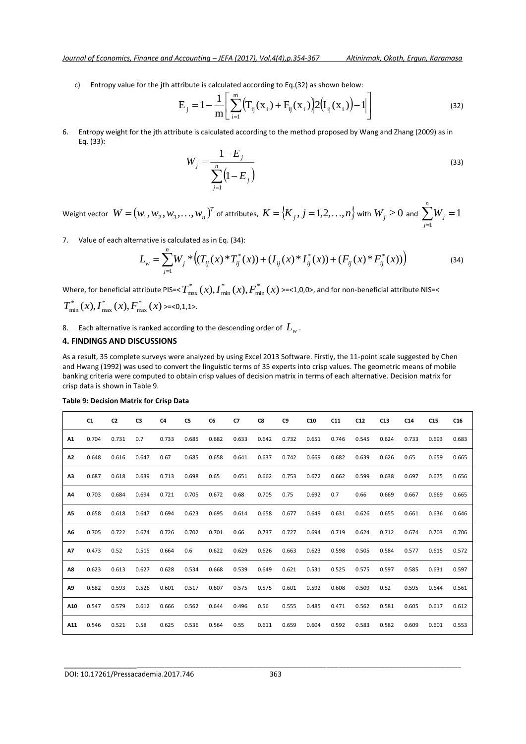c) Entropy value for the jth attribute is calculated according to Eq.(32) as shown below:

$$E_j = 1 - \frac{1}{m}\left[\sum_{i=1}^{m}\left(T_{ij}(x_i) + F_{ij}(x_i)\right)\left|2\left(I_{ij}(x_i)\right) - 1\right|\right] \tag{32}$$

6. Entropy weight for the jth attribute is calculated according to the method proposed by Wang and Zhang (2009) as in Eq. (33):

$$W_j = \frac{1 - E_j}{\sum_{j=1}^{n}\left(1 - E_j\right)} \tag{33}$$

Weight vector $W = (w_1, w_2, w_3, \ldots, w_n)^T$ of attributes, $K = \{K_j, j = 1,2,\ldots,n\}$ with $W_j \geq 0$ and $\sum_{j=1}^{n} W_j = 1$

7. Value of each alternative is calculated as in Eq. (34):

$$L_w = \sum_{j=1}^{n} W_j * \left((T_{ij}(x) * T_{ij}^*(x)) + (I_{ij}(x) * I_{ij}^*(x)) + (F_{ij}(x) * F_{ij}^*(x))\right) \tag{34}$$

Where, for beneficial attribute PIS=< $T_{\max}^*(x), I_{\min}^*(x), F_{\min}^*(x)$ >=<1,0,0>, and for non-beneficial attribute NIS=< $T_{\min}^*(x), I_{\max}^*(x), F_{\max}^*(x)$ >=<0,1,1>.

8. Each alternative is ranked according to the descending order of $L_w$.

## 4. FINDINGS AND DISCUSSIONS

As a result, 35 complete surveys were analyzed by using Excel 2013 Software. Firstly, the 11-point scale suggested by Chen and Hwang (1992) was used to convert the linguistic terms of 35 experts into crisp values. The geometric means of mobile banking criteria were computed to obtain crisp values of decision matrix in terms of each alternative. Decision matrix for crisp data is shown in Table 9.

**Table 9: Decision Matrix for Crisp Data**

| | C1 | C2 | C3 | C4 | C5 | C6 | C7 | C8 | C9 | C10 | C11 | C12 | C13 | C14 | C15 | C16 |
|---|---|---|---|---|---|---|---|---|---|---|---|---|---|---|---|---|
| A1 | 0.704 | 0.731 | 0.7 | 0.733 | 0.685 | 0.682 | 0.633 | 0.642 | 0.732 | 0.651 | 0.746 | 0.545 | 0.624 | 0.733 | 0.693 | 0.683 |
| A2 | 0.648 | 0.616 | 0.647 | 0.67 | 0.685 | 0.658 | 0.641 | 0.637 | 0.742 | 0.669 | 0.682 | 0.639 | 0.626 | 0.65 | 0.659 | 0.665 |
| A3 | 0.687 | 0.618 | 0.639 | 0.713 | 0.698 | 0.65 | 0.651 | 0.662 | 0.753 | 0.672 | 0.662 | 0.599 | 0.638 | 0.697 | 0.675 | 0.656 |
| A4 | 0.703 | 0.684 | 0.694 | 0.721 | 0.705 | 0.672 | 0.68 | 0.705 | 0.75 | 0.692 | 0.7 | 0.66 | 0.669 | 0.667 | 0.669 | 0.665 |
| A5 | 0.658 | 0.618 | 0.647 | 0.694 | 0.623 | 0.695 | 0.614 | 0.658 | 0.677 | 0.649 | 0.631 | 0.626 | 0.655 | 0.661 | 0.636 | 0.646 |
| A6 | 0.705 | 0.722 | 0.674 | 0.726 | 0.702 | 0.701 | 0.66 | 0.737 | 0.727 | 0.694 | 0.719 | 0.624 | 0.712 | 0.674 | 0.703 | 0.706 |
| A7 | 0.473 | 0.52 | 0.515 | 0.664 | 0.6 | 0.622 | 0.629 | 0.626 | 0.663 | 0.623 | 0.598 | 0.505 | 0.584 | 0.577 | 0.615 | 0.572 |
| A8 | 0.623 | 0.613 | 0.627 | 0.628 | 0.534 | 0.668 | 0.539 | 0.649 | 0.621 | 0.531 | 0.525 | 0.575 | 0.597 | 0.585 | 0.631 | 0.597 |
| A9 | 0.582 | 0.593 | 0.526 | 0.601 | 0.517 | 0.607 | 0.575 | 0.575 | 0.601 | 0.592 | 0.608 | 0.509 | 0.52 | 0.595 | 0.644 | 0.561 |
| A10 | 0.547 | 0.579 | 0.612 | 0.666 | 0.562 | 0.644 | 0.496 | 0.56 | 0.555 | 0.485 | 0.471 | 0.562 | 0.581 | 0.605 | 0.617 | 0.612 |
| A11 | 0.546 | 0.521 | 0.58 | 0.625 | 0.536 | 0.564 | 0.55 | 0.611 | 0.659 | 0.604 | 0.592 | 0.583 | 0.582 | 0.609 | 0.601 | 0.553 |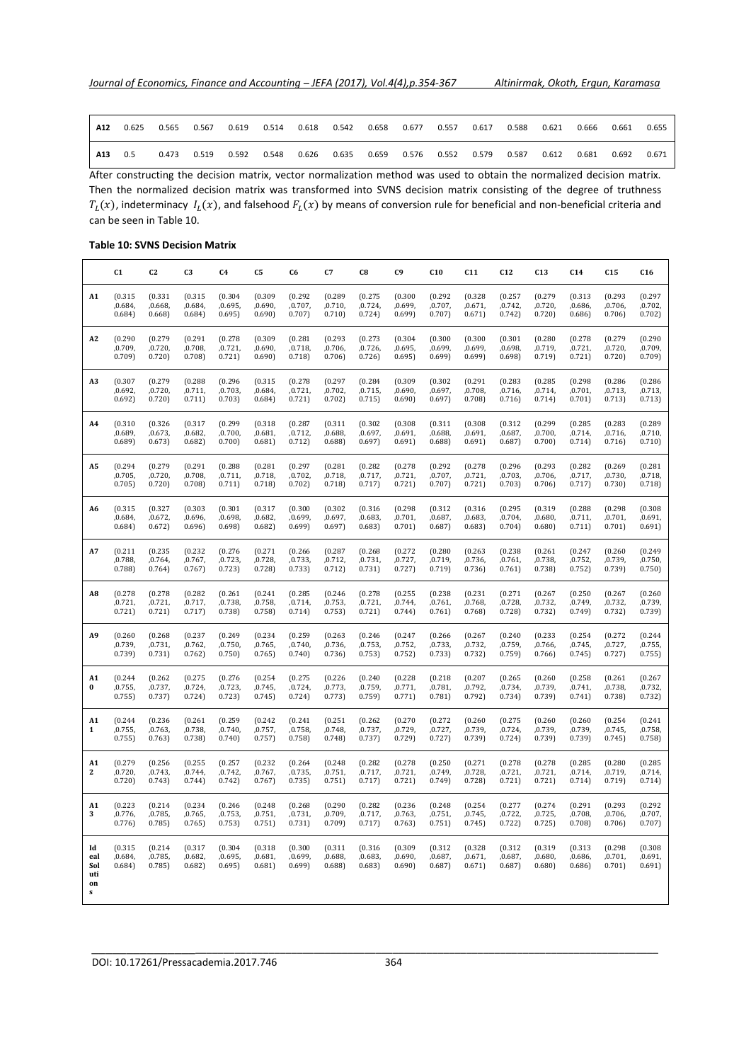| A12 | 0.625 | 0.565 | 0.567 | 0.619 | 0.514 | 0.618 | 0.542 | 0.658 | 0.677 | 0.557 | 0.617 | 0.588 | 0.621 | 0.666 | 0.661 | 0.655 |
|---|---|---|---|---|---|---|---|---|---|---|---|---|---|---|---|---|
| A13 | 0.5 | 0.473 | 0.519 | 0.592 | 0.548 | 0.626 | 0.635 | 0.659 | 0.576 | 0.552 | 0.579 | 0.587 | 0.612 | 0.681 | 0.692 | 0.671 |

After constructing the decision matrix, vector normalization method was used to obtain the normalized decision matrix. Then the normalized decision matrix was transformed into SVNS decision matrix consisting of the degree of truthness $T_L(x)$, indeterminacy $I_L(x)$, and falsehood $F_L(x)$ by means of conversion rule for beneficial and non-beneficial criteria and can be seen in Table 10.

**Table 10: SVNS Decision Matrix**

| | C1 | C2 | C3 | C4 | C5 | C6 | C7 | C8 | C9 | C10 | C11 | C12 | C13 | C14 | C15 | C16 |
|---|---|---|---|---|---|---|---|---|---|---|---|---|---|---|---|---|
| A1 | ⟨0.315 ,0.684, 0.684⟩ | ⟨0.331 ,0.668, 0.668⟩ | ⟨0.315 ,0.684, 0.684⟩ | ⟨0.304 ,0.695, 0.695⟩ | ⟨0.309 ,0.690, 0.690⟩ | ⟨0.292 ,0.707, 0.707⟩ | ⟨0.289 ,0.710, 0.710⟩ | ⟨0.275 ,0.724, 0.724⟩ | ⟨0.300 ,0.699, 0.699⟩ | ⟨0.292 ,0.707, 0.707⟩ | ⟨0.328 ,0.671, 0.671⟩ | ⟨0.257 ,0.742, 0.742⟩ | ⟨0.279 ,0.720, 0.720⟩ | ⟨0.313 ,0.686, 0.686⟩ | ⟨0.293 ,0.706, 0.706⟩ | ⟨0.297 ,0.702, 0.702⟩ |
| A2 | ⟨0.290 ,0.709, 0.709⟩ | ⟨0.279 ,0.720, 0.720⟩ | ⟨0.291 ,0.708, 0.708⟩ | ⟨0.278 ,0.721, 0.721⟩ | ⟨0.309 ,0.690, 0.690⟩ | ⟨0.281 ,0.718, 0.718⟩ | ⟨0.293 ,0.706, 0.706⟩ | ⟨0.273 ,0.726, 0.726⟩ | ⟨0.304 ,0.695, 0.695⟩ | ⟨0.300 ,0.699, 0.699⟩ | ⟨0.300 ,0.699, 0.699⟩ | ⟨0.301 ,0.698, 0.698⟩ | ⟨0.280 ,0.719, 0.719⟩ | ⟨0.278 ,0.721, 0.721⟩ | ⟨0.279 ,0.720, 0.720⟩ | ⟨0.290 ,0.709, 0.709⟩ |
| A3 | ⟨0.307 ,0.692, 0.692⟩ | ⟨0.279 ,0.720, 0.720⟩ | ⟨0.288 ,0.711, 0.711⟩ | ⟨0.296 ,0.703, 0.703⟩ | ⟨0.315 ,0.684, 0.684⟩ | ⟨0.278 ,0.721, 0.721⟩ | ⟨0.297 ,0.702, 0.702⟩ | ⟨0.284 ,0.715, 0.715⟩ | ⟨0.309 ,0.690, 0.690⟩ | ⟨0.302 ,0.697, 0.697⟩ | ⟨0.291 ,0.708, 0.708⟩ | ⟨0.283 ,0.716, 0.716⟩ | ⟨0.285 ,0.714, 0.714⟩ | ⟨0.298 ,0.701, 0.701⟩ | ⟨0.286 ,0.713, 0.713⟩ | ⟨0.286 ,0.713, 0.713⟩ |
| A4 | ⟨0.310 ,0.689, 0.689⟩ | ⟨0.326 ,0.673, 0.673⟩ | ⟨0.317 ,0.682, 0.682⟩ | ⟨0.299 ,0.700, 0.700⟩ | ⟨0.318 ,0.681, 0.681⟩ | ⟨0.287 ,0.712, 0.712⟩ | ⟨0.311 ,0.688, 0.688⟩ | ⟨0.302 ,0.697, 0.697⟩ | ⟨0.308 ,0.691, 0.691⟩ | ⟨0.311 ,0.688, 0.688⟩ | ⟨0.308 ,0.691, 0.691⟩ | ⟨0.312 ,0.687, 0.687⟩ | ⟨0.299 ,0.700, 0.700⟩ | ⟨0.285 ,0.714, 0.714⟩ | ⟨0.283 ,0.716, 0.716⟩ | ⟨0.289 ,0.710, 0.710⟩ |
| A5 | ⟨0.294 ,0.705, 0.705⟩ | ⟨0.279 ,0.720, 0.720⟩ | ⟨0.291 ,0.708, 0.708⟩ | ⟨0.288 ,0.711, 0.711⟩ | ⟨0.281 ,0.718, 0.718⟩ | ⟨0.297 ,0.702, 0.702⟩ | ⟨0.281 ,0.718, 0.718⟩ | ⟨0.282 ,0.717, 0.717⟩ | ⟨0.278 ,0.721, 0.721⟩ | ⟨0.292 ,0.707, 0.707⟩ | ⟨0.278 ,0.721, 0.721⟩ | ⟨0.296 ,0.703, 0.703⟩ | ⟨0.293 ,0.706, 0.706⟩ | ⟨0.282 ,0.717, 0.717⟩ | ⟨0.269 ,0.730, 0.730⟩ | ⟨0.281 ,0.718, 0.718⟩ |
| A6 | ⟨0.315 ,0.684, 0.684⟩ | ⟨0.327 ,0.672, 0.672⟩ | ⟨0.303 ,0.696, 0.696⟩ | ⟨0.301 ,0.698, 0.698⟩ | ⟨0.317 ,0.682, 0.682⟩ | ⟨0.300 ,0.699, 0.699⟩ | ⟨0.302 ,0.697, 0.697⟩ | ⟨0.316 ,0.683, 0.683⟩ | ⟨0.298 ,0.701, 0.701⟩ | ⟨0.312 ,0.687, 0.687⟩ | ⟨0.316 ,0.683, 0.683⟩ | ⟨0.295 ,0.704, 0.704⟩ | ⟨0.319 ,0.680, 0.680⟩ | ⟨0.288 ,0.711, 0.711⟩ | ⟨0.298 ,0.701, 0.701⟩ | ⟨0.308 ,0.691, 0.691⟩ |
| A7 | ⟨0.211 ,0.788, 0.788⟩ | ⟨0.235 ,0.764, 0.764⟩ | ⟨0.232 ,0.767, 0.767⟩ | ⟨0.276 ,0.723, 0.723⟩ | ⟨0.271 ,0.728, 0.728⟩ | ⟨0.266 ,0.733, 0.733⟩ | ⟨0.287 ,0.712, 0.712⟩ | ⟨0.268 ,0.731, 0.731⟩ | ⟨0.272 ,0.727, 0.727⟩ | ⟨0.280 ,0.719, 0.719⟩ | ⟨0.263 ,0.736, 0.736⟩ | ⟨0.238 ,0.761, 0.761⟩ | ⟨0.261 ,0.738, 0.738⟩ | ⟨0.247 ,0.752, 0.752⟩ | ⟨0.260 ,0.739, 0.739⟩ | ⟨0.249 ,0.750, 0.750⟩ |
| A8 | ⟨0.278 ,0.721, 0.721⟩ | ⟨0.278 ,0.721, 0.721⟩ | ⟨0.282 ,0.717, 0.717⟩ | ⟨0.261 ,0.738, 0.738⟩ | ⟨0.241 ,0.758, 0.758⟩ | ⟨0.285 ,0.714, 0.714⟩ | ⟨0.246 ,0.753, 0.753⟩ | ⟨0.278 ,0.721, 0.721⟩ | ⟨0.255 ,0.744, 0.744⟩ | ⟨0.238 ,0.761, 0.761⟩ | ⟨0.231 ,0.768, 0.768⟩ | ⟨0.271 ,0.728, 0.728⟩ | ⟨0.267 ,0.732, 0.732⟩ | ⟨0.250 ,0.749, 0.749⟩ | ⟨0.267 ,0.732, 0.732⟩ | ⟨0.260 ,0.739, 0.739⟩ |
| A9 | ⟨0.260 ,0.739, 0.739⟩ | ⟨0.268 ,0.731, 0.731⟩ | ⟨0.237 ,0.762, 0.762⟩ | ⟨0.249 ,0.750, 0.750⟩ | ⟨0.234 ,0.765, 0.765⟩ | ⟨0.259 ,0.740, 0.740⟩ | ⟨0.263 ,0.736, 0.736⟩ | ⟨0.246 ,0.753, 0.753⟩ | ⟨0.247 ,0.752, 0.752⟩ | ⟨0.266 ,0.733, 0.733⟩ | ⟨0.267 ,0.732, 0.732⟩ | ⟨0.240 ,0.759, 0.759⟩ | ⟨0.233 ,0.766, 0.766⟩ | ⟨0.254 ,0.745, 0.745⟩ | ⟨0.272 ,0.727, 0.727⟩ | ⟨0.244 ,0.755, 0.755⟩ |
| A10 | ⟨0.244 ,0.755, 0.755⟩ | ⟨0.262 ,0.737, 0.737⟩ | ⟨0.275 ,0.724, 0.724⟩ | ⟨0.276 ,0.723, 0.723⟩ | ⟨0.254 ,0.745, 0.745⟩ | ⟨0.275 ,0.724, 0.724⟩ | ⟨0.226 ,0.773, 0.773⟩ | ⟨0.240 ,0.759, 0.759⟩ | ⟨0.228 ,0.771, 0.771⟩ | ⟨0.218 ,0.781, 0.781⟩ | ⟨0.207 ,0.792, 0.792⟩ | ⟨0.265 ,0.734, 0.734⟩ | ⟨0.260 ,0.739, 0.739⟩ | ⟨0.258 ,0.741, 0.741⟩ | ⟨0.261 ,0.738, 0.738⟩ | ⟨0.267 ,0.732, 0.732⟩ |
| A11 | ⟨0.244 ,0.755, 0.755⟩ | ⟨0.236 ,0.763, 0.763⟩ | ⟨0.261 ,0.738, 0.738⟩ | ⟨0.259 ,0.740, 0.740⟩ | ⟨0.242 ,0.757, 0.757⟩ | ⟨0.241 ,0.758, 0.758⟩ | ⟨0.251 ,0.748, 0.748⟩ | ⟨0.262 ,0.737, 0.737⟩ | ⟨0.270 ,0.729, 0.729⟩ | ⟨0.272 ,0.727, 0.727⟩ | ⟨0.260 ,0.739, 0.739⟩ | ⟨0.275 ,0.724, 0.724⟩ | ⟨0.260 ,0.739, 0.739⟩ | ⟨0.260 ,0.739, 0.739⟩ | ⟨0.254 ,0.745, 0.745⟩ | ⟨0.241 ,0.758, 0.758⟩ |
| A12 | ⟨0.279 ,0.720, 0.720⟩ | ⟨0.256 ,0.743, 0.743⟩ | ⟨0.255 ,0.744, 0.744⟩ | ⟨0.257 ,0.742, 0.742⟩ | ⟨0.232 ,0.767, 0.767⟩ | ⟨0.264 ,0.735, 0.735⟩ | ⟨0.248 ,0.751, 0.751⟩ | ⟨0.282 ,0.717, 0.717⟩ | ⟨0.278 ,0.721, 0.721⟩ | ⟨0.250 ,0.749, 0.749⟩ | ⟨0.271 ,0.728, 0.728⟩ | ⟨0.278 ,0.721, 0.721⟩ | ⟨0.278 ,0.721, 0.721⟩ | ⟨0.285 ,0.714, 0.714⟩ | ⟨0.280 ,0.719, 0.719⟩ | ⟨0.285 ,0.714, 0.714⟩ |
| A13 | ⟨0.223 ,0.776, 0.776⟩ | ⟨0.214 ,0.785, 0.785⟩ | ⟨0.234 ,0.765, 0.765⟩ | ⟨0.246 ,0.753, 0.753⟩ | ⟨0.248 ,0.751, 0.751⟩ | ⟨0.268 ,0.731, 0.731⟩ | ⟨0.290 ,0.709, 0.709⟩ | ⟨0.282 ,0.717, 0.717⟩ | ⟨0.236 ,0.763, 0.763⟩ | ⟨0.248 ,0.751, 0.751⟩ | ⟨0.254 ,0.745, 0.745⟩ | ⟨0.277 ,0.722, 0.722⟩ | ⟨0.274 ,0.725, 0.725⟩ | ⟨0.291 ,0.708, 0.708⟩ | ⟨0.293 ,0.706, 0.706⟩ | ⟨0.292 ,0.707, 0.707⟩ |
| Ideal Solutions | ⟨0.315 ,0.684, 0.684⟩ | ⟨0.214 ,0.785, 0.785⟩ | ⟨0.317 ,0.682, 0.682⟩ | ⟨0.304 ,0.695, 0.695⟩ | ⟨0.318 ,0.681, 0.681⟩ | ⟨0.300 ,0.699, 0.699⟩ | ⟨0.311 ,0.688, 0.688⟩ | ⟨0.316 ,0.683, 0.683⟩ | ⟨0.309 ,0.690, 0.690⟩ | ⟨0.312 ,0.687, 0.687⟩ | ⟨0.328 ,0.671, 0.671⟩ | ⟨0.312 ,0.687, 0.687⟩ | ⟨0.319 ,0.680, 0.680⟩ | ⟨0.313 ,0.686, 0.686⟩ | ⟨0.298 ,0.701, 0.701⟩ | ⟨0.308 ,0.691, 0.691⟩ |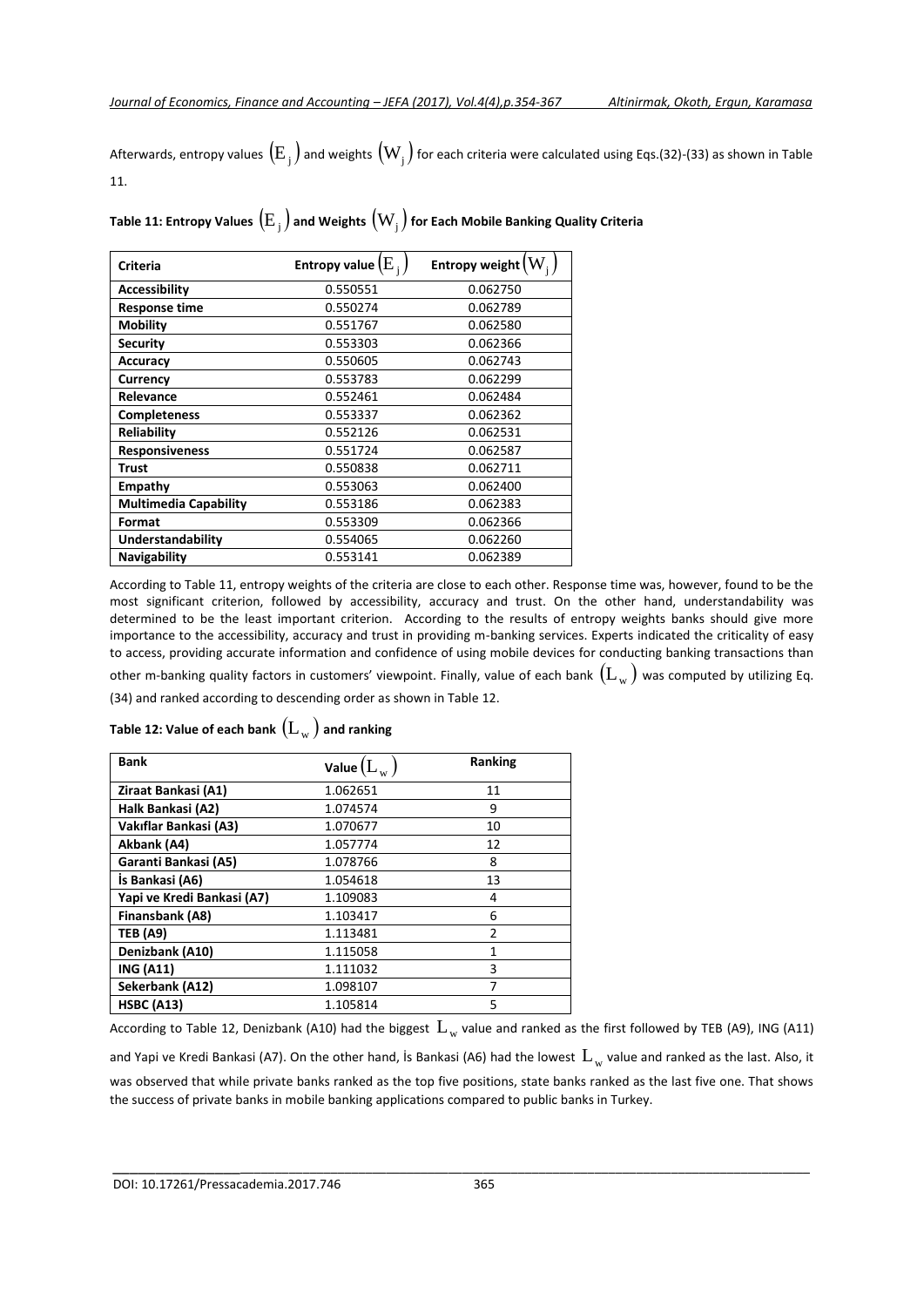Afterwards, entropy values $\left(E_j\right)$ and weights $\left(W_j\right)$ for each criteria were calculated using Eqs.(32)-(33) as shown in Table 11.

**Table 11: Entropy Values $\left(E_j\right)$ and Weights $\left(W_j\right)$ for Each Mobile Banking Quality Criteria**

| Criteria | Entropy value $\left(E_j\right)$ | Entropy weight $\left(W_j\right)$ |
|---|---|---|
| **Accessibility** | 0.550551 | 0.062750 |
| **Response time** | 0.550274 | 0.062789 |
| **Mobility** | 0.551767 | 0.062580 |
| **Security** | 0.553303 | 0.062366 |
| **Accuracy** | 0.550605 | 0.062743 |
| **Currency** | 0.553783 | 0.062299 |
| **Relevance** | 0.552461 | 0.062484 |
| **Completeness** | 0.553337 | 0.062362 |
| **Reliability** | 0.552126 | 0.062531 |
| **Responsiveness** | 0.551724 | 0.062587 |
| **Trust** | 0.550838 | 0.062711 |
| **Empathy** | 0.553063 | 0.062400 |
| **Multimedia Capability** | 0.553186 | 0.062383 |
| **Format** | 0.553309 | 0.062366 |
| **Understandability** | 0.554065 | 0.062260 |
| **Navigability** | 0.553141 | 0.062389 |

According to Table 11, entropy weights of the criteria are close to each other. Response time was, however, found to be the most significant criterion, followed by accessibility, accuracy and trust. On the other hand, understandability was determined to be the least important criterion. According to the results of entropy weights banks should give more importance to the accessibility, accuracy and trust in providing m-banking services. Experts indicated the criticality of easy to access, providing accurate information and confidence of using mobile devices for conducting banking transactions than other m-banking quality factors in customers' viewpoint. Finally, value of each bank $\left(L_w\right)$ was computed by utilizing Eq. (34) and ranked according to descending order as shown in Table 12.

**Table 12: Value of each bank $\left(L_w\right)$ and ranking**

| Bank | Value $\left(L_w\right)$ | Ranking |
|---|---|---|
| **Ziraat Bankasi (A1)** | 1.062651 | 11 |
| **Halk Bankasi (A2)** | 1.074574 | 9 |
| **Vakıflar Bankasi (A3)** | 1.070677 | 10 |
| **Akbank (A4)** | 1.057774 | 12 |
| **Garanti Bankasi (A5)** | 1.078766 | 8 |
| **İs Bankasi (A6)** | 1.054618 | 13 |
| **Yapi ve Kredi Bankasi (A7)** | 1.109083 | 4 |
| **Finansbank (A8)** | 1.103417 | 6 |
| **TEB (A9)** | 1.113481 | 2 |
| **Denizbank (A10)** | 1.115058 | 1 |
| **ING (A11)** | 1.111032 | 3 |
| **Sekerbank (A12)** | 1.098107 | 7 |
| **HSBC (A13)** | 1.105814 | 5 |

According to Table 12, Denizbank (A10) had the biggest $L_w$ value and ranked as the first followed by TEB (A9), ING (A11) and Yapi ve Kredi Bankasi (A7). On the other hand, İs Bankasi (A6) had the lowest $L_w$ value and ranked as the last. Also, it was observed that while private banks ranked as the top five positions, state banks ranked as the last five one. That shows the success of private banks in mobile banking applications compared to public banks in Turkey.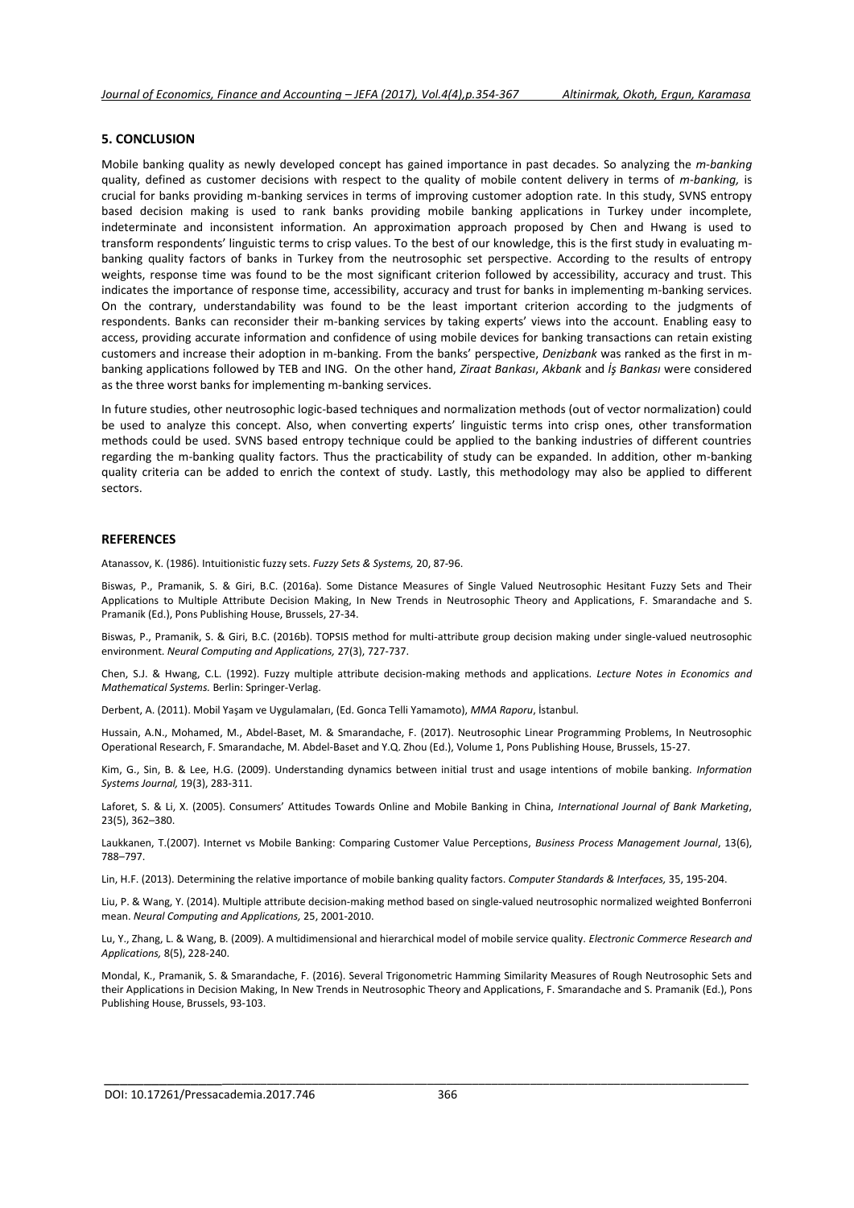## 5. CONCLUSION

Mobile banking quality as newly developed concept has gained importance in past decades. So analyzing the *m-banking* quality, defined as customer decisions with respect to the quality of mobile content delivery in terms of *m-banking,* is crucial for banks providing m-banking services in terms of improving customer adoption rate. In this study, SVNS entropy based decision making is used to rank banks providing mobile banking applications in Turkey under incomplete, indeterminate and inconsistent information. An approximation approach proposed by Chen and Hwang is used to transform respondents' linguistic terms to crisp values. To the best of our knowledge, this is the first study in evaluating m-banking quality factors of banks in Turkey from the neutrosophic set perspective. According to the results of entropy weights, response time was found to be the most significant criterion followed by accessibility, accuracy and trust. This indicates the importance of response time, accessibility, accuracy and trust for banks in implementing m-banking services. On the contrary, understandability was found to be the least important criterion according to the judgments of respondents. Banks can reconsider their m-banking services by taking experts' views into the account. Enabling easy to access, providing accurate information and confidence of using mobile devices for banking transactions can retain existing customers and increase their adoption in m-banking. From the banks' perspective, *Denizbank* was ranked as the first in m-banking applications followed by TEB and ING. On the other hand, *Ziraat Bankası*, *Akbank* and *İş Bankası* were considered as the three worst banks for implementing m-banking services.

In future studies, other neutrosophic logic-based techniques and normalization methods (out of vector normalization) could be used to analyze this concept. Also, when converting experts' linguistic terms into crisp ones, other transformation methods could be used. SVNS based entropy technique could be applied to the banking industries of different countries regarding the m-banking quality factors. Thus the practicability of study can be expanded. In addition, other m-banking quality criteria can be added to enrich the context of study. Lastly, this methodology may also be applied to different sectors.

## REFERENCES

Atanassov, K. (1986). Intuitionistic fuzzy sets. *Fuzzy Sets & Systems,* 20, 87-96.

Biswas, P., Pramanik, S. & Giri, B.C. (2016a). Some Distance Measures of Single Valued Neutrosophic Hesitant Fuzzy Sets and Their Applications to Multiple Attribute Decision Making, In New Trends in Neutrosophic Theory and Applications, F. Smarandache and S. Pramanik (Ed.), Pons Publishing House, Brussels, 27-34.

Biswas, P., Pramanik, S. & Giri, B.C. (2016b). TOPSIS method for multi-attribute group decision making under single-valued neutrosophic environment. *Neural Computing and Applications,* 27(3), 727-737.

Chen, S.J. & Hwang, C.L. (1992). Fuzzy multiple attribute decision-making methods and applications. *Lecture Notes in Economics and Mathematical Systems.* Berlin: Springer-Verlag.

Derbent, A. (2011). Mobil Yaşam ve Uygulamaları, (Ed. Gonca Telli Yamamoto), *MMA Raporu*, İstanbul.

Hussain, A.N., Mohamed, M., Abdel-Baset, M. & Smarandache, F. (2017). Neutrosophic Linear Programming Problems, In Neutrosophic Operational Research, F. Smarandache, M. Abdel-Baset and Y.Q. Zhou (Ed.), Volume 1, Pons Publishing House, Brussels, 15-27.

Kim, G., Sin, B. & Lee, H.G. (2009). Understanding dynamics between initial trust and usage intentions of mobile banking. *Information Systems Journal,* 19(3), 283-311.

Laforet, S. & Li, X. (2005). Consumers' Attitudes Towards Online and Mobile Banking in China, *International Journal of Bank Marketing*, 23(5), 362–380.

Laukkanen, T.(2007). Internet vs Mobile Banking: Comparing Customer Value Perceptions, *Business Process Management Journal*, 13(6), 788–797.

Lin, H.F. (2013). Determining the relative importance of mobile banking quality factors. *Computer Standards & Interfaces,* 35, 195-204.

Liu, P. & Wang, Y. (2014). Multiple attribute decision-making method based on single-valued neutrosophic normalized weighted Bonferroni mean. *Neural Computing and Applications,* 25, 2001-2010.

Lu, Y., Zhang, L. & Wang, B. (2009). A multidimensional and hierarchical model of mobile service quality. *Electronic Commerce Research and Applications,* 8(5), 228-240.

Mondal, K., Pramanik, S. & Smarandache, F. (2016). Several Trigonometric Hamming Similarity Measures of Rough Neutrosophic Sets and their Applications in Decision Making, In New Trends in Neutrosophic Theory and Applications, F. Smarandache and S. Pramanik (Ed.), Pons Publishing House, Brussels, 93-103.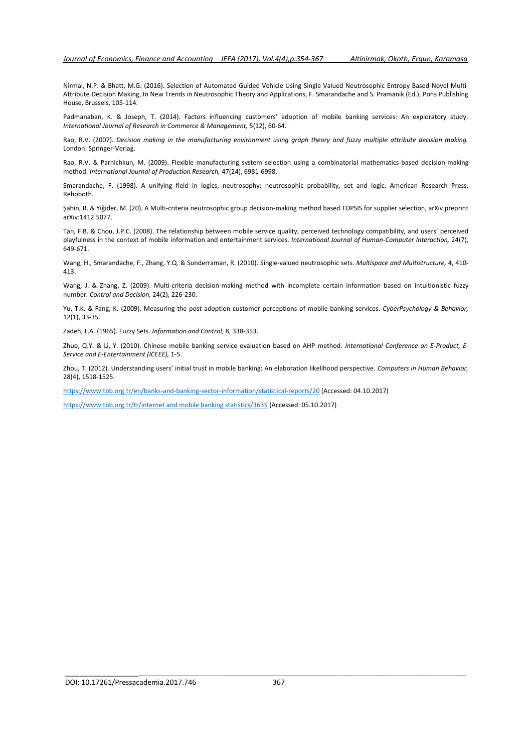Nirmal, N.P. & Bhatt, M.G. (2016). Selection of Automated Guided Vehicle Using Single Valued Neutrosophic Entropy Based Novel Multi-Attribute Decision Making, In New Trends in Neutrosophic Theory and Applications, F. Smarandache and S. Pramanik (Ed.), Pons Publishing House, Brussels, 105-114.

Padmanaban, K. & Joseph, T. (2014). Factors influencing customers' adoption of mobile banking services: An exploratory study. *International Journal of Research in Commerce & Management,* 5(12), 60-64.

Rao, R.V. (2007). *Decision making in the manufacturing environment using graph theory and fuzzy multiple attribute decision making.* London: Springer-Verlag.

Rao, R.V. & Parnichkun, M. (2009). Flexible manufacturing system selection using a combinatorial mathematics-based decision-making method. *International Journal of Production Research,* 47(24), 6981-6998.

Smarandache, F. (1998). A unifying field in logics, neutrosophy: neutrosophic probability, set and logic. American Research Press, Rehoboth.

Şahin, R. & Yiğider, M. (20). A Multi-criteria neutrosophic group decision-making method based TOPSIS for supplier selection, arXiv preprint arXiv:1412.5077.

Tan, F.B. & Chou, J.P.C. (2008). The relationship between mobile service quality, perceived technology compatibility, and users' perceived playfulness in the context of mobile information and entertainment services. *International Journal of Human-Computer Interaction,* 24(7), 649-671.

Wang, H., Smarandache, F., Zhang, Y.Q. & Sunderraman, R. (2010). Single-valued neutrosophic sets. *Multispace and Multistructure,* 4, 410-413.

Wang, J. & Zhang, Z. (2009). Multi-criteria decision-making method with incomplete certain information based on intuitionistic fuzzy number. *Control and Decision,* 24(2), 226-230.

Yu, T.K. & Fang, K. (2009). Measuring the post-adoption customer perceptions of mobile banking services. *CyberPsychology & Behavior,* 12(1), 33-35.

Zadeh, L.A. (1965). Fuzzy Sets. *Information and Control*, 8, 338-353.

Zhuo, Q.Y. & Li, Y. (2010). Chinese mobile banking service evaluation based on AHP method. *International Conference on E-Product, E-Service and E-Entertainment (ICEEE),* 1-5.

Zhou, T. (2012). Understanding users' initial trust in mobile banking: An elaboration likelihood perspective. *Computers in Human Behavior,* 28(4), 1518-1525.

https://www.tbb.org.tr/en/banks-and-banking-sector-information/statistical-reports/20 (Accessed: 04.10.2017)

https://www.tbb.org.tr/tr/internet and mobile banking statistics/3635 (Accessed: 05.10.2017)